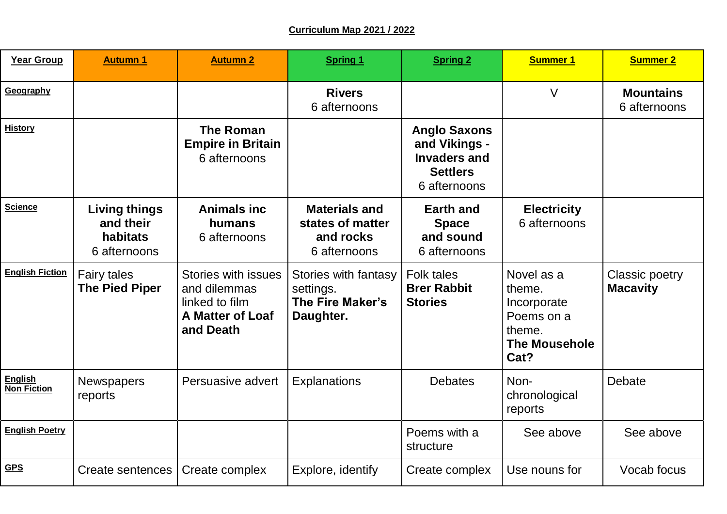**Curriculum Map 2021 / 2022**

| Year Group | Autumn 1 | Autumn 2 | Spring 1 | Spring 2 | Summer 1 | Summer 2 |
|---|---|---|---|---|---|---|
| Geography | | | **Rivers** 6 afternoons | | V | **Mountains** 6 afternoons |
| History | | **The Roman Empire in Britain** 6 afternoons | | **Anglo Saxons and Vikings - Invaders and Settlers** 6 afternoons | | |
| Science | **Living things and their habitats** 6 afternoons | **Animals inc humans** 6 afternoons | **Materials and states of matter and rocks** 6 afternoons | **Earth and Space and sound** 6 afternoons | **Electricity** 6 afternoons | |
| English Fiction | Fairy tales **The Pied Piper** | Stories with issues and dilemmas linked to film **A Matter of Loaf and Death** | Stories with fantasy settings. **The Fire Maker's Daughter.** | Folk tales **Brer Rabbit Stories** | Novel as a theme. Incorporate Poems on a theme. **The Mousehole Cat?** | Classic poetry **Macavity** |
| English Non Fiction | Newspapers reports | Persuasive advert | Explanations | Debates | Non-chronological reports | Debate |
| English Poetry | | | | Poems with a structure | See above | See above |
| GPS | Create sentences | Create complex | Explore, identify | Create complex | Use nouns for | Vocab focus |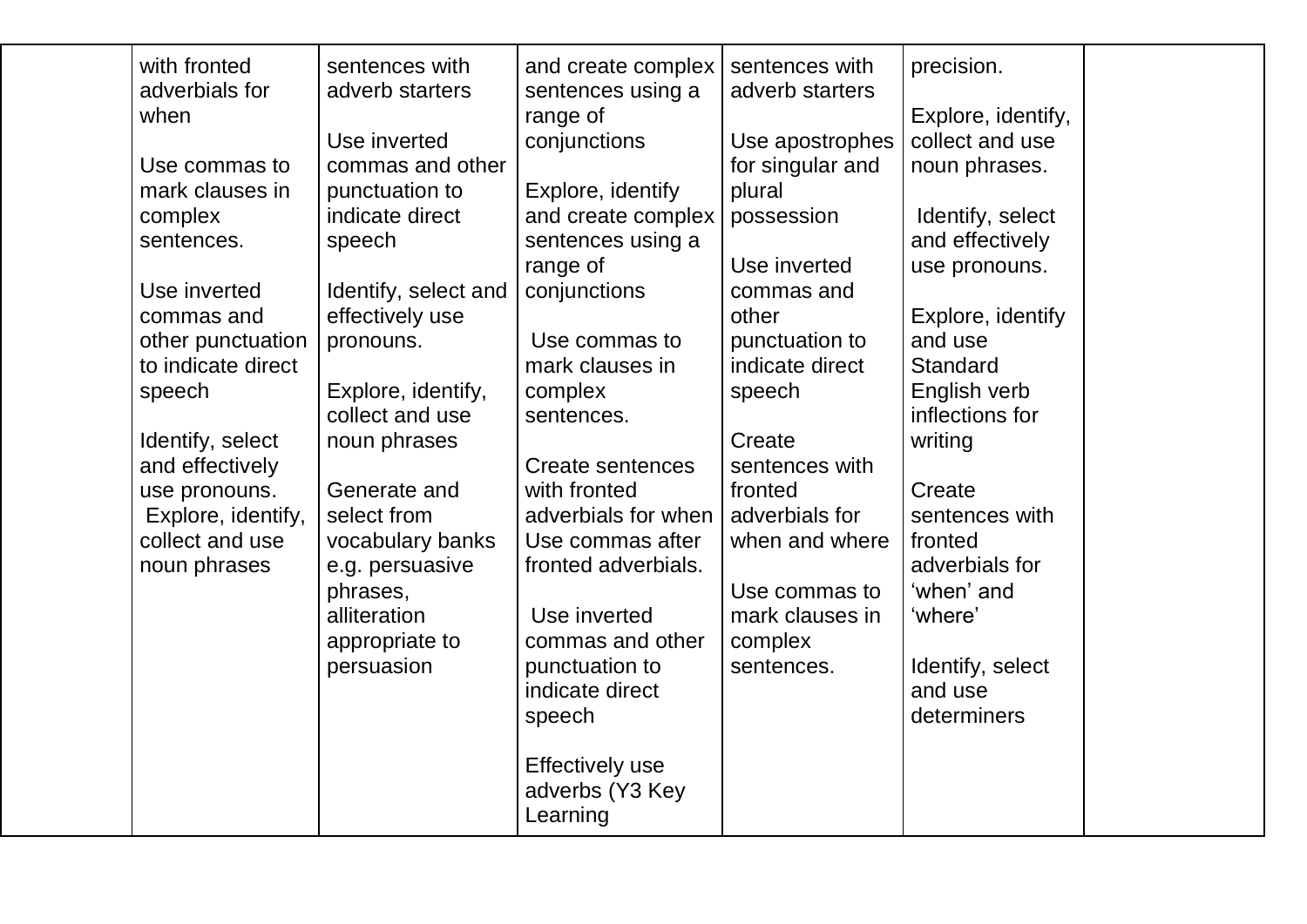| | | | | | | |
|---|---|---|---|---|---|---|
| | with fronted adverbials for when<br><br>Use commas to mark clauses in complex sentences.<br><br>Use inverted commas and other punctuation to indicate direct speech<br><br>Identify, select and effectively use pronouns.<br>Explore, identify, collect and use noun phrases | sentences with adverb starters<br><br>Use inverted commas and other punctuation to indicate direct speech<br><br>Identify, select and effectively use pronouns.<br><br>Explore, identify, collect and use noun phrases<br><br>Generate and select from vocabulary banks e.g. persuasive phrases, alliteration appropriate to persuasion | and create complex sentences using a range of conjunctions<br><br>Explore, identify and create complex sentences using a range of conjunctions<br><br>Use commas to mark clauses in complex sentences.<br><br>Create sentences with fronted adverbials for when<br>Use commas after fronted adverbials.<br><br>Use inverted commas and other punctuation to indicate direct speech<br><br>Effectively use adverbs (Y3 Key Learning | sentences with adverb starters<br><br>Use apostrophes for singular and plural possession<br><br>Use inverted commas and other punctuation to indicate direct speech<br><br>Create sentences with fronted adverbials for when and where<br><br>Use commas to mark clauses in complex sentences. | precision.<br><br>Explore, identify, collect and use noun phrases.<br><br>Identify, select and effectively use pronouns.<br><br>Explore, identify and use Standard English verb inflections for writing<br><br>Create sentences with fronted adverbials for 'when' and 'where'<br><br>Identify, select and use determiners | |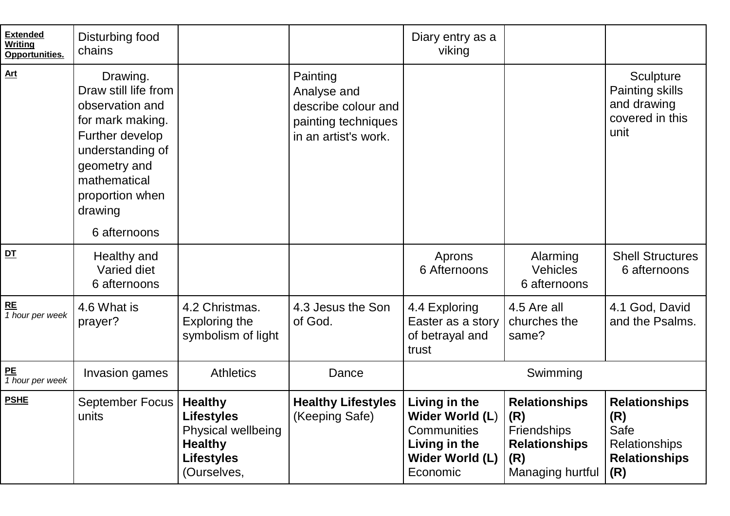| **Extended Writing Opportunities.** | Disturbing food chains | | | Diary entry as a viking | | |
|---|---|---|---|---|---|---|
| **Art** | Drawing. Draw still life from observation and for mark making. Further develop understanding of geometry and mathematical proportion when drawing<br><br>6 afternoons | | Painting Analyse and describe colour and painting techniques in an artist's work. | | | Sculpture Painting skills and drawing covered in this unit |
| **DT** | Healthy and Varied diet 6 afternoons | | | Aprons 6 Afternoons | Alarming Vehicles 6 afternoons | Shell Structures 6 afternoons |
| **RE** *1 hour per week* | 4.6 What is prayer? | 4.2 Christmas. Exploring the symbolism of light | 4.3 Jesus the Son of God. | 4.4 Exploring Easter as a story of betrayal and trust | 4.5 Are all churches the same? | 4.1 God, David and the Psalms. |
| **PE** *1 hour per week* | Invasion games | Athletics | Dance | Swimming | | |
| **PSHE** | September Focus units | **Healthy Lifestyles** Physical wellbeing **Healthy Lifestyles** (Ourselves, | **Healthy Lifestyles** (Keeping Safe) | **Living in the Wider World (L**) Communities **Living in the Wider World (L)** Economic | **Relationships (R)** Friendships **Relationships (R)** Managing hurtful | **Relationships (R)** Safe Relationships **Relationships (R)** |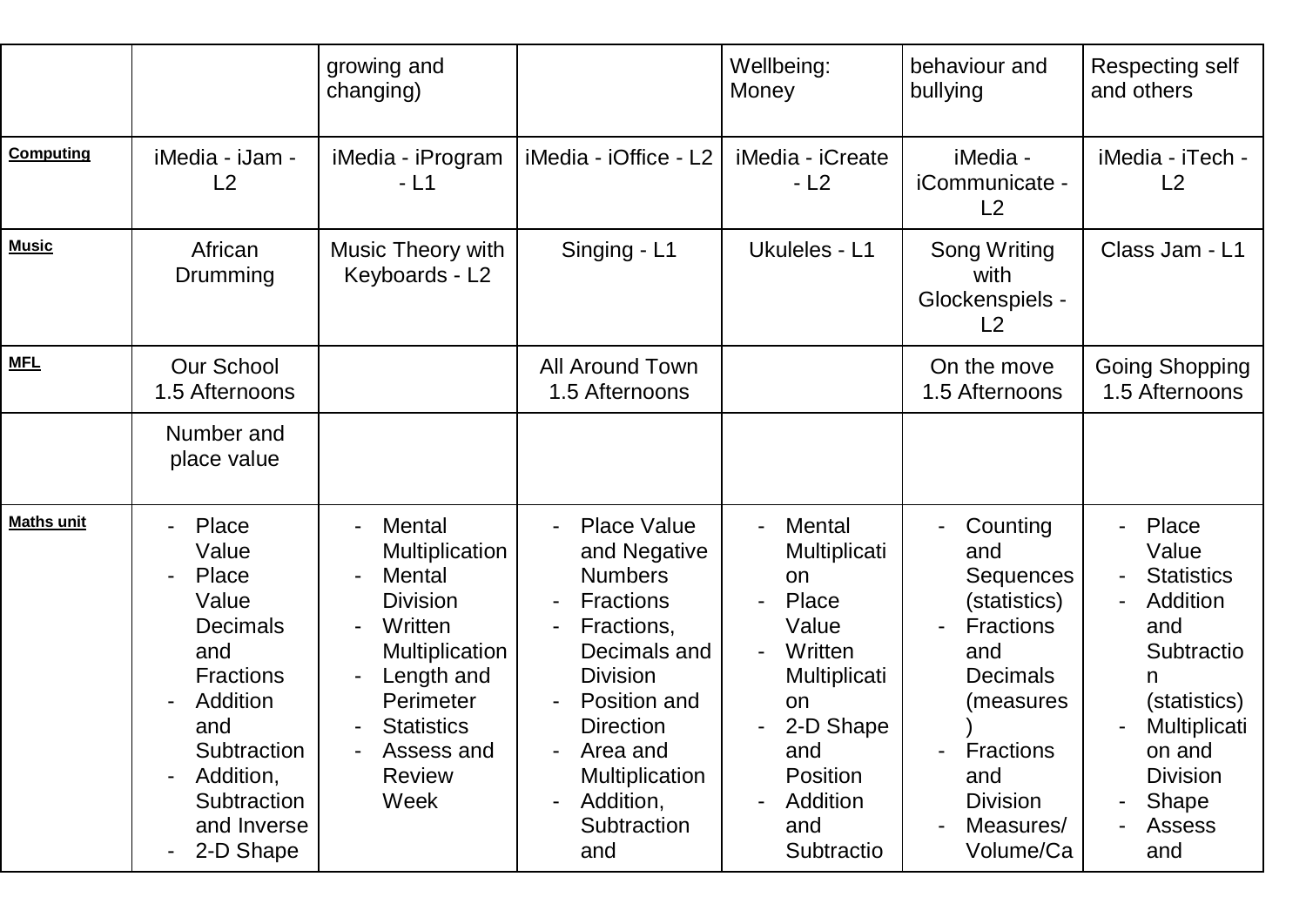| | | | | | | |
|---|---|---|---|---|---|---|
| | | growing and changing) | | Wellbeing: Money | behaviour and bullying | Respecting self and others |
| **Computing** | iMedia - iJam - L2 | iMedia - iProgram - L1 | iMedia - iOffice - L2 | iMedia - iCreate - L2 | iMedia - iCommunicate - L2 | iMedia - iTech - L2 |
| **Music** | African Drumming | Music Theory with Keyboards - L2 | Singing - L1 | Ukuleles - L1 | Song Writing with Glockenspiels - L2 | Class Jam - L1 |
| **MFL** | Our School 1.5 Afternoons | | All Around Town 1.5 Afternoons | | On the move 1.5 Afternoons | Going Shopping 1.5 Afternoons |
| | Number and place value | | | | | |
| **Maths unit** | - Place Value<br>- Place Value Decimals and Fractions<br>- Addition and Subtraction<br>- Addition, Subtraction and Inverse<br>- 2-D Shape | - Mental Multiplication<br>- Mental Division<br>- Written Multiplication<br>- Length and Perimeter<br>- Statistics<br>- Assess and Review Week | - Place Value and Negative Numbers<br>- Fractions<br>- Fractions, Decimals and Division<br>- Position and Direction<br>- Area and Multiplication<br>- Addition, Subtraction and | - Mental Multiplication<br>- Place Value<br>- Written Multiplication<br>- 2-D Shape and Position<br>- Addition and Subtractio | - Counting and Sequences (statistics)<br>- Fractions and Decimals (measures)<br>- Fractions and Division<br>- Measures/ Volume/Ca | - Place Value<br>- Statistics<br>- Addition and Subtraction (statistics)<br>- Multiplication and Division<br>- Shape<br>- Assess and |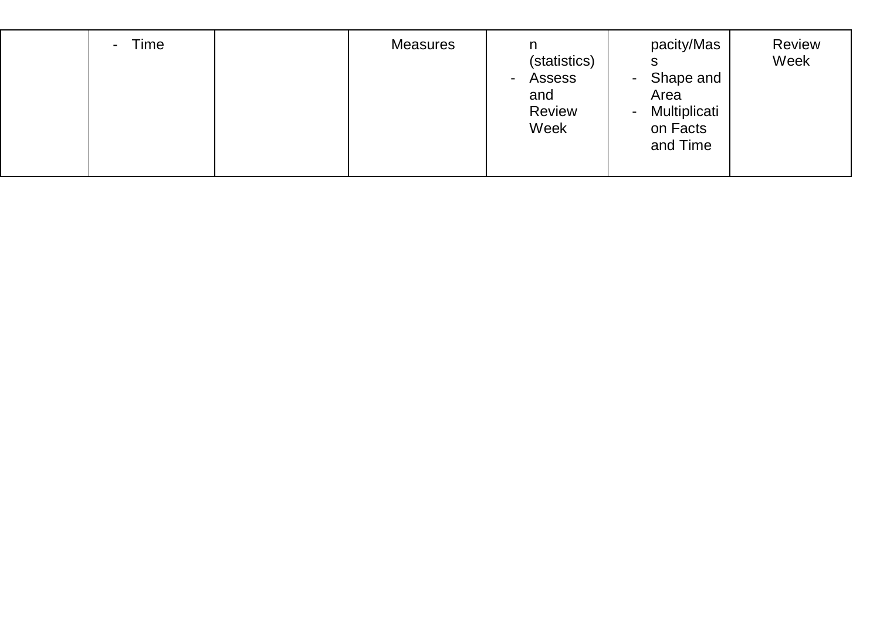| | | | | | | |
|---|---|---|---|---|---|---|
| | - Time | | Measures | n (statistics)<br>- Assess and Review Week | pacity/Mass<br>- Shape and Area<br>- Multiplication Facts and Time | Review Week |